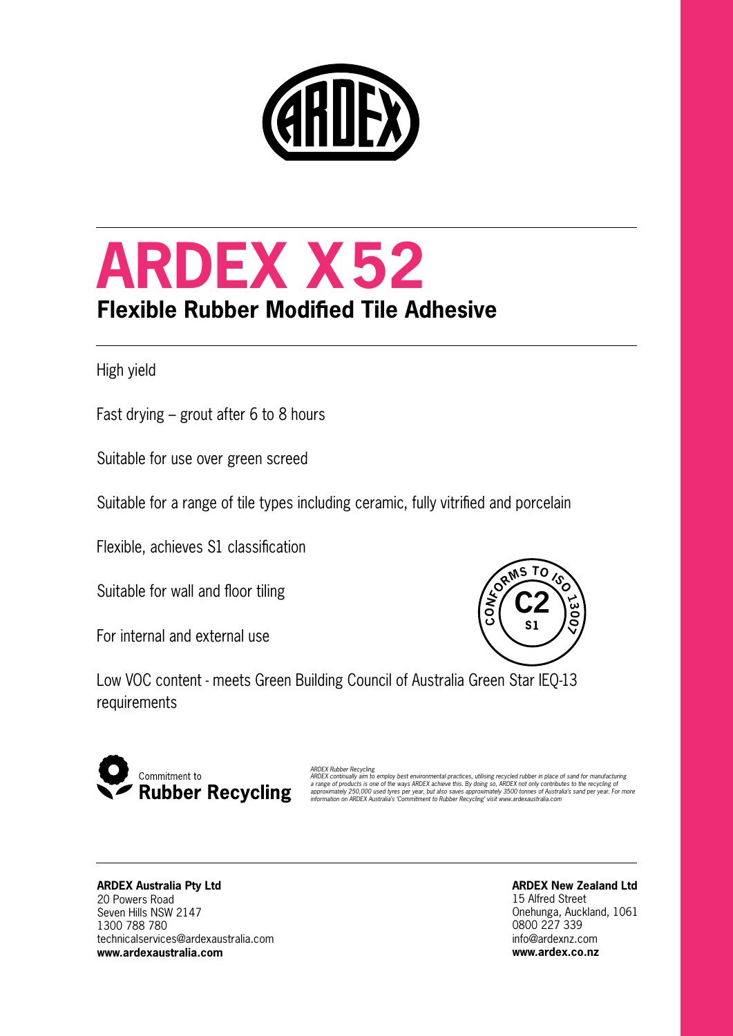# ARDEX X52

## Flexible Rubber Modified Tile Adhesive

High yield

Fast drying – grout after 6 to 8 hours

Suitable for use over green screed

Suitable for a range of tile types including ceramic, fully vitrified and porcelain

Flexible, achieves S1 classification

Suitable for wall and floor tiling

For internal and external use

CONFORMS TO ISO 13007 **C2** **S1**

Low VOC content - meets Green Building Council of Australia Green Star IEQ-13 requirements

Commitment to **Rubber Recycling**

*ARDEX Rubber Recycling*
*ARDEX continually aim to employ best environmental practices, utilising recycled rubber in place of sand for manufacturing a range of products is one of the ways ARDEX achieve this. By doing so, ARDEX not only contributes to the recycling of approximately 250,000 used tyres per year, but also saves approximately 3500 tonnes of Australia's sand per year. For more information on ARDEX Australia's 'Commitment to Rubber Recycling' visit www.ardexaustralia.com*

**ARDEX Australia Pty Ltd**
20 Powers Road
Seven Hills NSW 2147
1300 788 780
technicalservices@ardexaustralia.com
**www.ardexaustralia.com**

**ARDEX New Zealand Ltd**
15 Alfred Street
Onehunga, Auckland, 1061
0800 227 339
info@ardexnz.com
**www.ardex.co.nz**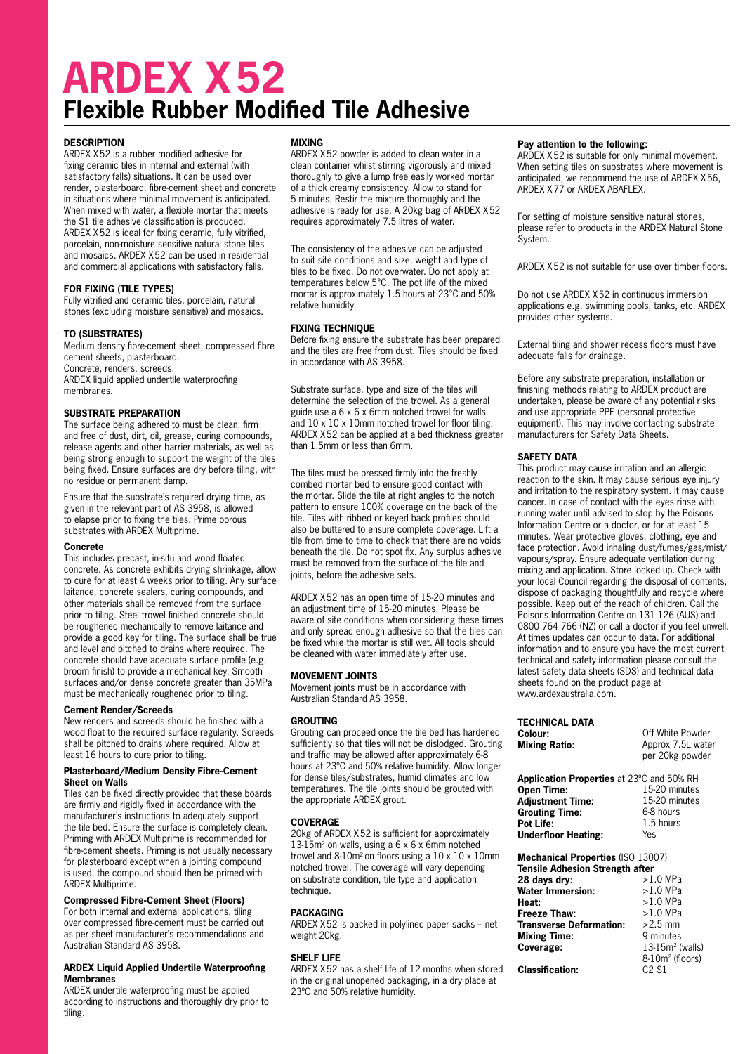# ARDEX X52

## Flexible Rubber Modified Tile Adhesive

### DESCRIPTION

ARDEX X52 is a rubber modified adhesive for fixing ceramic tiles in internal and external (with satisfactory falls) situations. It can be used over render, plasterboard, fibre-cement sheet and concrete in situations where minimal movement is anticipated. When mixed with water, a flexible mortar that meets the S1 tile adhesive classification is produced. ARDEX X52 is ideal for fixing ceramic, fully vitrified, porcelain, non-moisture sensitive natural stone tiles and mosaics. ARDEX X52 can be used in residential and commercial applications with satisfactory falls.

### FOR FIXING (TILE TYPES)

Fully vitrified and ceramic tiles, porcelain, natural stones (excluding moisture sensitive) and mosaics.

### TO (SUBSTRATES)

Medium density fibre-cement sheet, compressed fibre cement sheets, plasterboard.
Concrete, renders, screeds.
ARDEX liquid applied undertile waterproofing membranes.

### SUBSTRATE PREPARATION

The surface being adhered to must be clean, firm and free of dust, dirt, oil, grease, curing compounds, release agents and other barrier materials, as well as being strong enough to support the weight of the tiles being fixed. Ensure surfaces are dry before tiling, with no residue or permanent damp.

Ensure that the substrate's required drying time, as given in the relevant part of AS 3958, is allowed to elapse prior to fixing the tiles. Prime porous substrates with ARDEX Multiprime.

#### Concrete

This includes precast, in-situ and wood floated concrete. As concrete exhibits drying shrinkage, allow to cure for at least 4 weeks prior to tiling. Any surface laitance, concrete sealers, curing compounds, and other materials shall be removed from the surface prior to tiling. Steel trowel finished concrete should be roughened mechanically to remove laitance and provide a good key for tiling. The surface shall be true and level and pitched to drains where required. The concrete should have adequate surface profile (e.g. broom finish) to provide a mechanical key. Smooth surfaces and/or dense concrete greater than 35MPa must be mechanically roughened prior to tiling.

#### Cement Render/Screeds

New renders and screeds should be finished with a wood float to the required surface regularity. Screeds shall be pitched to drains where required. Allow at least 16 hours to cure prior to tiling.

#### Plasterboard/Medium Density Fibre-Cement Sheet on Walls

Tiles can be fixed directly provided that these boards are firmly and rigidly fixed in accordance with the manufacturer's instructions to adequately support the tile bed. Ensure the surface is completely clean. Priming with ARDEX Multiprime is recommended for fibre-cement sheets. Priming is not usually necessary for plasterboard except when a jointing compound is used, the compound should then be primed with ARDEX Multiprime.

#### Compressed Fibre-Cement Sheet (Floors)

For both internal and external applications, tiling over compressed fibre-cement must be carried out as per sheet manufacturer's recommendations and Australian Standard AS 3958.

#### ARDEX Liquid Applied Undertile Waterproofing Membranes

ARDEX undertile waterproofing must be applied according to instructions and thoroughly dry prior to tiling.

### MIXING

ARDEX X52 powder is added to clean water in a clean container whilst stirring vigorously and mixed thoroughly to give a lump free easily worked mortar of a thick creamy consistency. Allow to stand for 5 minutes. Restir the mixture thoroughly and the adhesive is ready for use. A 20kg bag of ARDEX X52 requires approximately 7.5 litres of water.

The consistency of the adhesive can be adjusted to suit site conditions and size, weight and type of tiles to be fixed. Do not overwater. Do not apply at temperatures below 5°C. The pot life of the mixed mortar is approximately 1.5 hours at 23°C and 50% relative humidity.

### FIXING TECHNIQUE

Before fixing ensure the substrate has been prepared and the tiles are free from dust. Tiles should be fixed in accordance with AS 3958.

Substrate surface, type and size of the tiles will determine the selection of the trowel. As a general guide use a 6 x 6 x 6mm notched trowel for walls and 10 x 10 x 10mm notched trowel for floor tiling. ARDEX X52 can be applied at a bed thickness greater than 1.5mm or less than 6mm.

The tiles must be pressed firmly into the freshly combed mortar bed to ensure good contact with the mortar. Slide the tile at right angles to the notch pattern to ensure 100% coverage on the back of the tile. Tiles with ribbed or keyed back profiles should also be buttered to ensure complete coverage. Lift a tile from time to time to check that there are no voids beneath the tile. Do not spot fix. Any surplus adhesive must be removed from the surface of the tile and joints, before the adhesive sets.

ARDEX X52 has an open time of 15-20 minutes and an adjustment time of 15-20 minutes. Please be aware of site conditions when considering these times and only spread enough adhesive so that the tiles can be fixed while the mortar is still wet. All tools should be cleaned with water immediately after use.

### MOVEMENT JOINTS

Movement joints must be in accordance with Australian Standard AS 3958.

### GROUTING

Grouting can proceed once the tile bed has hardened sufficiently so that tiles will not be dislodged. Grouting and traffic may be allowed after approximately 6-8 hours at 23ºC and 50% relative humidity. Allow longer for dense tiles/substrates, humid climates and low temperatures. The tile joints should be grouted with the appropriate ARDEX grout.

### COVERAGE

20kg of ARDEX X52 is sufficient for approximately 13-15m² on walls, using a 6 x 6 x 6mm notched trowel and 8-10m² on floors using a 10 x 10 x 10mm notched trowel. The coverage will vary depending on substrate condition, tile type and application technique.

### PACKAGING

ARDEX X52 is packed in polylined paper sacks – net weight 20kg.

### SHELF LIFE

ARDEX X52 has a shelf life of 12 months when stored in the original unopened packaging, in a dry place at 23ºC and 50% relative humidity.

**Pay attention to the following:**

ARDEX X52 is suitable for only minimal movement. When setting tiles on substrates where movement is anticipated, we recommend the use of ARDEX X56, ARDEX X77 or ARDEX ABAFLEX.

For setting of moisture sensitive natural stones, please refer to products in the ARDEX Natural Stone System.

ARDEX X52 is not suitable for use over timber floors.

Do not use ARDEX X52 in continuous immersion applications e.g. swimming pools, tanks, etc. ARDEX provides other systems.

External tiling and shower recess floors must have adequate falls for drainage.

Before any substrate preparation, installation or finishing methods relating to ARDEX product are undertaken, please be aware of any potential risks and use appropriate PPE (personal protective equipment). This may involve contacting substrate manufacturers for Safety Data Sheets.

### SAFETY DATA

This product may cause irritation and an allergic reaction to the skin. It may cause serious eye injury and irritation to the respiratory system. It may cause cancer. In case of contact with the eyes rinse with running water until advised to stop by the Poisons Information Centre or a doctor, or for at least 15 minutes. Wear protective gloves, clothing, eye and face protection. Avoid inhaling dust/fumes/gas/mist/vapours/spray. Ensure adequate ventilation during mixing and application. Store locked up. Check with your local Council regarding the disposal of contents, dispose of packaging thoughtfully and recycle where possible. Keep out of the reach of children. Call the Poisons Information Centre on 131 126 (AUS) and 0800 764 766 (NZ) or call a doctor if you feel unwell. At times updates can occur to data. For additional information and to ensure you have the most current technical and safety information please consult the latest safety data sheets (SDS) and technical data sheets found on the product page at www.ardexaustralia.com.

### TECHNICAL DATA

| | |
|---|---|
| **Colour:** | Off White Powder |
| **Mixing Ratio:** | Approx 7.5L water per 20kg powder |

**Application Properties** at 23ºC and 50% RH

| | |
|---|---|
| **Open Time:** | 15-20 minutes |
| **Adjustment Time:** | 15-20 minutes |
| **Grouting Time:** | 6-8 hours |
| **Pot Life:** | 1.5 hours |
| **Underfloor Heating:** | Yes |

**Mechanical Properties** (ISO 13007)

**Tensile Adhesion Strength after**

| | |
|---|---|
| **28 days dry:** | >1.0 MPa |
| **Water Immersion:** | >1.0 MPa |
| **Heat:** | >1.0 MPa |
| **Freeze Thaw:** | >1.0 MPa |
| **Transverse Deformation:** | >2.5 mm |
| **Mixing Time:** | 9 minutes |
| **Coverage:** | 13-15m² (walls) 8-10m² (floors) |
| **Classification:** | C2 S1 |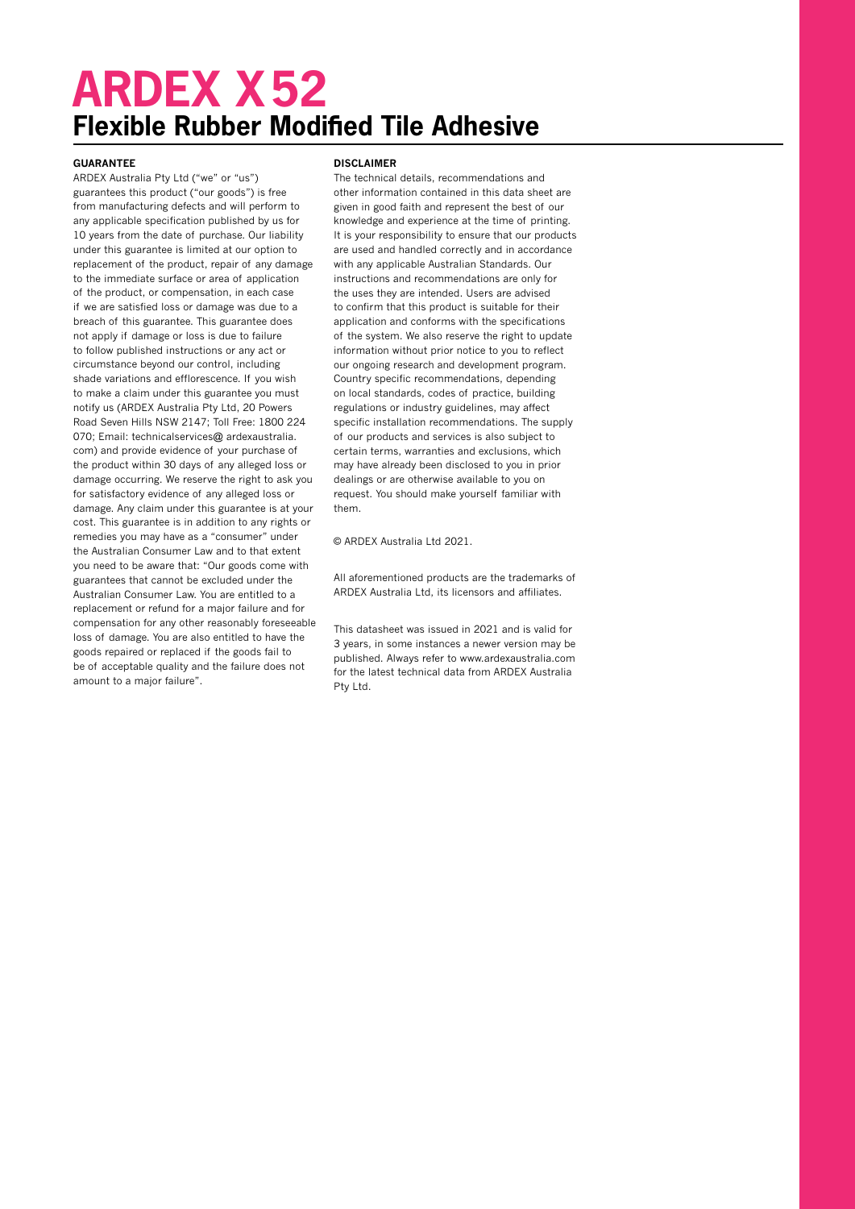# ARDEX X52

## Flexible Rubber Modified Tile Adhesive

### GUARANTEE

ARDEX Australia Pty Ltd ("we" or "us") guarantees this product ("our goods") is free from manufacturing defects and will perform to any applicable specification published by us for 10 years from the date of purchase. Our liability under this guarantee is limited at our option to replacement of the product, repair of any damage to the immediate surface or area of application of the product, or compensation, in each case if we are satisfied loss or damage was due to a breach of this guarantee. This guarantee does not apply if damage or loss is due to failure to follow published instructions or any act or circumstance beyond our control, including shade variations and efflorescence. If you wish to make a claim under this guarantee you must notify us (ARDEX Australia Pty Ltd, 20 Powers Road Seven Hills NSW 2147; Toll Free: 1800 224 070; Email: technicalservices@ ardexaustralia.com) and provide evidence of your purchase of the product within 30 days of any alleged loss or damage occurring. We reserve the right to ask you for satisfactory evidence of any alleged loss or damage. Any claim under this guarantee is at your cost. This guarantee is in addition to any rights or remedies you may have as a "consumer" under the Australian Consumer Law and to that extent you need to be aware that: "Our goods come with guarantees that cannot be excluded under the Australian Consumer Law. You are entitled to a replacement or refund for a major failure and for compensation for any other reasonably foreseeable loss of damage. You are also entitled to have the goods repaired or replaced if the goods fail to be of acceptable quality and the failure does not amount to a major failure".

### DISCLAIMER

The technical details, recommendations and other information contained in this data sheet are given in good faith and represent the best of our knowledge and experience at the time of printing. It is your responsibility to ensure that our products are used and handled correctly and in accordance with any applicable Australian Standards. Our instructions and recommendations are only for the uses they are intended. Users are advised to confirm that this product is suitable for their application and conforms with the specifications of the system. We also reserve the right to update information without prior notice to you to reflect our ongoing research and development program. Country specific recommendations, depending on local standards, codes of practice, building regulations or industry guidelines, may affect specific installation recommendations. The supply of our products and services is also subject to certain terms, warranties and exclusions, which may have already been disclosed to you in prior dealings or are otherwise available to you on request. You should make yourself familiar with them.

© ARDEX Australia Ltd 2021.

All aforementioned products are the trademarks of ARDEX Australia Ltd, its licensors and affiliates.

This datasheet was issued in 2021 and is valid for 3 years, in some instances a newer version may be published. Always refer to www.ardexaustralia.com for the latest technical data from ARDEX Australia Pty Ltd.